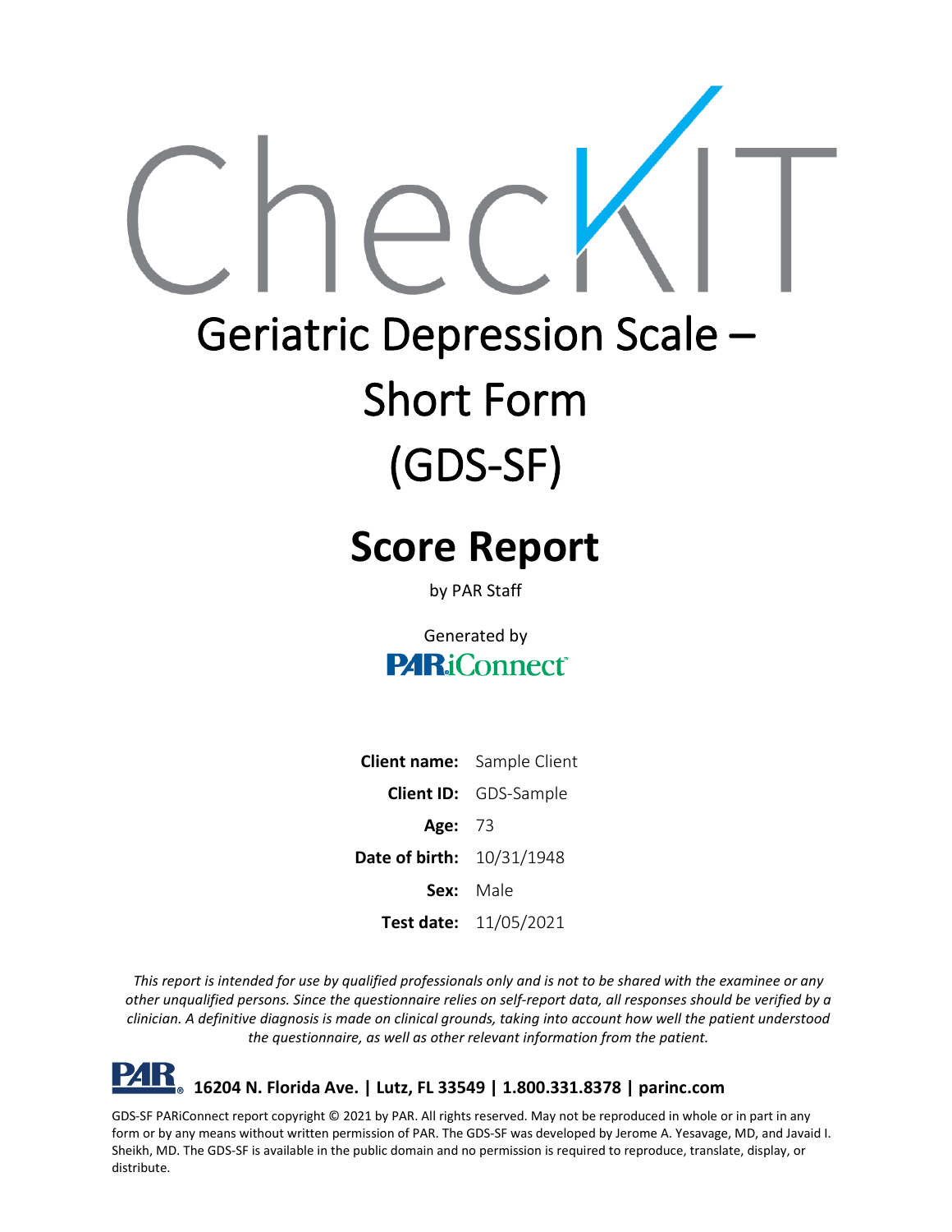# CheckIT

# Geriatric Depression Scale – Short Form (GDS-SF)

## Score Report

by PAR Staff

Generated by
PARiConnect

| | |
|---|---|
| **Client name:** | Sample Client |
| **Client ID:** | GDS-Sample |
| **Age:** | 73 |
| **Date of birth:** | 10/31/1948 |
| **Sex:** | Male |
| **Test date:** | 11/05/2021 |

*This report is intended for use by qualified professionals only and is not to be shared with the examinee or any other unqualified persons. Since the questionnaire relies on self-report data, all responses should be verified by a clinician. A definitive diagnosis is made on clinical grounds, taking into account how well the patient understood the questionnaire, as well as other relevant information from the patient.*

**PAR 16204 N. Florida Ave. | Lutz, FL 33549 | 1.800.331.8378 | parinc.com**

GDS-SF PARiConnect report copyright © 2021 by PAR. All rights reserved. May not be reproduced in whole or in part in any form or by any means without written permission of PAR. The GDS-SF was developed by Jerome A. Yesavage, MD, and Javaid I. Sheikh, MD. The GDS-SF is available in the public domain and no permission is required to reproduce, translate, display, or distribute.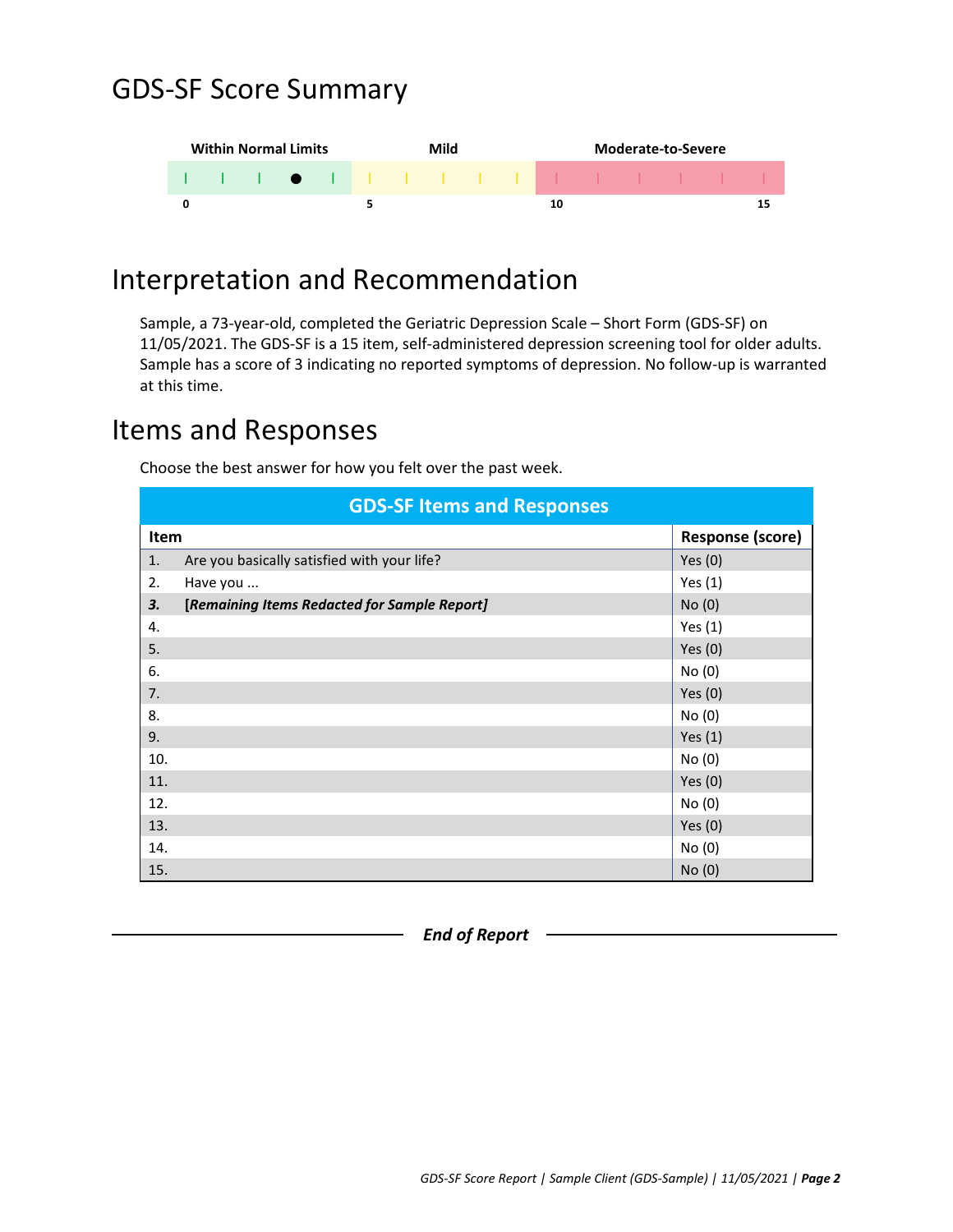# GDS-SF Score Summary

Within Normal Limits
Mild
Moderate-to-Severe
0
5
10
15

# Interpretation and Recommendation

Sample, a 73-year-old, completed the Geriatric Depression Scale – Short Form (GDS-SF) on 11/05/2021. The GDS-SF is a 15 item, self-administered depression screening tool for older adults. Sample has a score of 3 indicating no reported symptoms of depression. No follow-up is warranted at this time.

# Items and Responses

Choose the best answer for how you felt over the past week.

| GDS-SF Items and Responses | | |
|---|---|---|
| **Item** | | **Response (score)** |
| 1. | Are you basically satisfied with your life? | Yes (0) |
| 2. | Have you ... | Yes (1) |
| ***3.*** | ***[Remaining Items Redacted for Sample Report]*** | No (0) |
| 4. | | Yes (1) |
| 5. | | Yes (0) |
| 6. | | No (0) |
| 7. | | Yes (0) |
| 8. | | No (0) |
| 9. | | Yes (1) |
| 10. | | No (0) |
| 11. | | Yes (0) |
| 12. | | No (0) |
| 13. | | Yes (0) |
| 14. | | No (0) |
| 15. | | No (0) |

***End of Report***